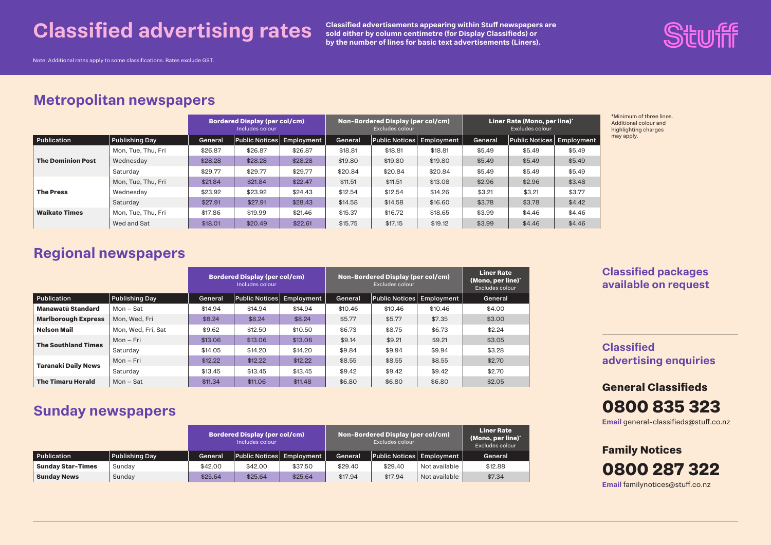# Classified advertising rates

**Classified advertisements appearing within Stuff newspapers are sold either by column centimetre (for Display Classifieds) or by the number of lines for basic text advertisements (Liners).**

Note: Additional rates apply to some classifications. Rates exclude GST.

## Metropolitan newspapers

| | | Bordered Display (per col/cm) Includes colour | | | Non-Bordered Display (per col/cm) Excludes colour | | | Liner Rate (Mono, per line)* Excludes colour | | |
|---|---|---|---|---|---|---|---|---|---|---|
| Publication | Publishing Day | General | Public Notices | Employment | General | Public Notices | Employment | General | Public Notices | Employment |
| **The Dominion Post** | Mon, Tue, Thu, Fri | $26.87 | $26.87 | $26.87 | $18.81 | $18.81 | $18.81 | $5.49 | $5.49 | $5.49 |
| | Wednesday | $28.28 | $28.28 | $28.28 | $19.80 | $19.80 | $19.80 | $5.49 | $5.49 | $5.49 |
| | Saturday | $29.77 | $29.77 | $29.77 | $20.84 | $20.84 | $20.84 | $5.49 | $5.49 | $5.49 |
| **The Press** | Mon, Tue, Thu, Fri | $21.84 | $21.84 | $22.47 | $11.51 | $11.51 | $13.08 | $2.96 | $2.96 | $3.48 |
| | Wednesday | $23.92 | $23.92 | $24.43 | $12.54 | $12.54 | $14.26 | $3.21 | $3.21 | $3.77 |
| | Saturday | $27.91 | $27.91 | $28.43 | $14.58 | $14.58 | $16.60 | $3.78 | $3.78 | $4.42 |
| **Waikato Times** | Mon, Tue, Thu, Fri | $17.86 | $19.99 | $21.46 | $15.37 | $16.72 | $18.65 | $3.99 | $4.46 | $4.46 |
| | Wed and Sat | $18.01 | $20.49 | $22.61 | $15.75 | $17.15 | $19.12 | $3.99 | $4.46 | $4.46 |

*Minimum of three lines. Additional colour and highlighting charges may apply.

## Regional newspapers

| | | Bordered Display (per col/cm) Includes colour | | | Non-Bordered Display (per col/cm) Excludes colour | | | Liner Rate (Mono, per line)* Excludes colour |
|---|---|---|---|---|---|---|---|---|
| Publication | Publishing Day | General | Public Notices | Employment | General | Public Notices | Employment | General |
| **Manawatū Standard** | Mon – Sat | $14.94 | $14.94 | $14.94 | $10.46 | $10.46 | $10.46 | $4.00 |
| **Marlborough Express** | Mon, Wed, Fri | $8.24 | $8.24 | $8.24 | $5.77 | $5.77 | $7.35 | $3.00 |
| **Nelson Mail** | Mon, Wed, Fri, Sat | $9.62 | $12.50 | $10.50 | $6.73 | $8.75 | $6.73 | $2.24 |
| **The Southland Times** | Mon – Fri | $13.06 | $13.06 | $13.06 | $9.14 | $9.21 | $9.21 | $3.05 |
| | Saturday | $14.05 | $14.20 | $14.20 | $9.84 | $9.94 | $9.94 | $3.28 |
| **Taranaki Daily News** | Mon – Fri | $12.22 | $12.22 | $12.22 | $8.55 | $8.55 | $8.55 | $2.70 |
| | Saturday | $13.45 | $13.45 | $13.45 | $9.42 | $9.42 | $9.42 | $2.70 |
| **The Timaru Herald** | Mon – Sat | $11.34 | $11.06 | $11.48 | $6.80 | $6.80 | $6.80 | $2.05 |

## Sunday newspapers

| | | Bordered Display (per col/cm) Includes colour | | | Non-Bordered Display (per col/cm) Excludes colour | | | Liner Rate (Mono, per line)* Excludes colour |
|---|---|---|---|---|---|---|---|---|
| Publication | Publishing Day | General | Public Notices | Employment | General | Public Notices | Employment | General |
| **Sunday Star-Times** | Sunday | $42.00 | $42.00 | $37.50 | $29.40 | $29.40 | Not available | $12.88 |
| **Sunday News** | Sunday | $25.64 | $25.64 | $25.64 | $17.94 | $17.94 | Not available | $7.34 |

## Classified packages available on request

## Classified advertising enquiries

### General Classifieds

**0800 835 323**

**Email** general-classifieds@stuff.co.nz

### Family Notices

**0800 287 322**

**Email** familynotices@stuff.co.nz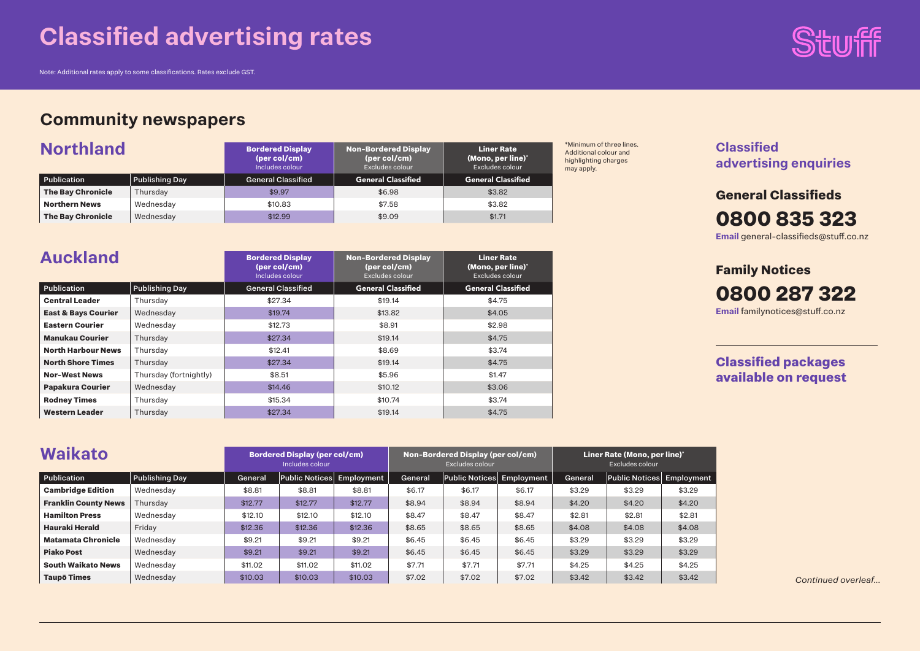# Classified advertising rates

Note: Additional rates apply to some classifications. Rates exclude GST.

## Community newspapers

### Northland

| Publication | Publishing Day | Bordered Display (per col/cm) Includes colour | Non-Bordered Display (per col/cm) Excludes colour | Liner Rate (Mono, per line)* Excludes colour |
|---|---|---|---|---|
| | | General Classified | General Classified | General Classified |
| **The Bay Chronicle** | Thursday | $9.97 | $6.98 | $3.82 |
| **Northern News** | Wednesday | $10.83 | $7.58 | $3.82 |
| **The Bay Chronicle** | Wednesday | $12.99 | $9.09 | $1.71 |

*Minimum of three lines. Additional colour and highlighting charges may apply.

### Auckland

| Publication | Publishing Day | Bordered Display (per col/cm) Includes colour | Non-Bordered Display (per col/cm) Excludes colour | Liner Rate (Mono, per line)* Excludes colour |
|---|---|---|---|---|
| | | General Classified | General Classified | General Classified |
| **Central Leader** | Thursday | $27.34 | $19.14 | $4.75 |
| **East & Bays Courier** | Wednesday | $19.74 | $13.82 | $4.05 |
| **Eastern Courier** | Wednesday | $12.73 | $8.91 | $2.98 |
| **Manukau Courier** | Thursday | $27.34 | $19.14 | $4.75 |
| **North Harbour News** | Thursday | $12.41 | $8.69 | $3.74 |
| **North Shore Times** | Thursday | $27.34 | $19.14 | $4.75 |
| **Nor-West News** | Thursday (fortnightly) | $8.51 | $5.96 | $1.47 |
| **Papakura Courier** | Wednesday | $14.46 | $10.12 | $3.06 |
| **Rodney Times** | Thursday | $15.34 | $10.74 | $3.74 |
| **Western Leader** | Thursday | $27.34 | $19.14 | $4.75 |

### Waikato

| Publication | Publishing Day | Bordered Display (per col/cm) Includes colour | | | Non-Bordered Display (per col/cm) Excludes colour | | | Liner Rate (Mono, per line)* Excludes colour | | |
|---|---|---|---|---|---|---|---|---|---|---|
| | | General | Public Notices | Employment | General | Public Notices | Employment | General | Public Notices | Employment |
| **Cambridge Edition** | Wednesday | $8.81 | $8.81 | $8.81 | $6.17 | $6.17 | $6.17 | $3.29 | $3.29 | $3.29 |
| **Franklin County News** | Thursday | $12.77 | $12.77 | $12.77 | $8.94 | $8.94 | $8.94 | $4.20 | $4.20 | $4.20 |
| **Hamilton Press** | Wednesday | $12.10 | $12.10 | $12.10 | $8.47 | $8.47 | $8.47 | $2.81 | $2.81 | $2.81 |
| **Hauraki Herald** | Friday | $12.36 | $12.36 | $12.36 | $8.65 | $8.65 | $8.65 | $4.08 | $4.08 | $4.08 |
| **Matamata Chronicle** | Wednesday | $9.21 | $9.21 | $9.21 | $6.45 | $6.45 | $6.45 | $3.29 | $3.29 | $3.29 |
| **Piako Post** | Wednesday | $9.21 | $9.21 | $9.21 | $6.45 | $6.45 | $6.45 | $3.29 | $3.29 | $3.29 |
| **South Waikato News** | Wednesday | $11.02 | $11.02 | $11.02 | $7.71 | $7.71 | $7.71 | $4.25 | $4.25 | $4.25 |
| **Taupō Times** | Wednesday | $10.03 | $10.03 | $10.03 | $7.02 | $7.02 | $7.02 | $3.42 | $3.42 | $3.42 |

### Classified advertising enquiries

**General Classifieds**

**0800 835 323**

**Email** general-classifieds@stuff.co.nz

**Family Notices**

**0800 287 322**

**Email** familynotices@stuff.co.nz

**Classified packages available on request**

*Continued overleaf...*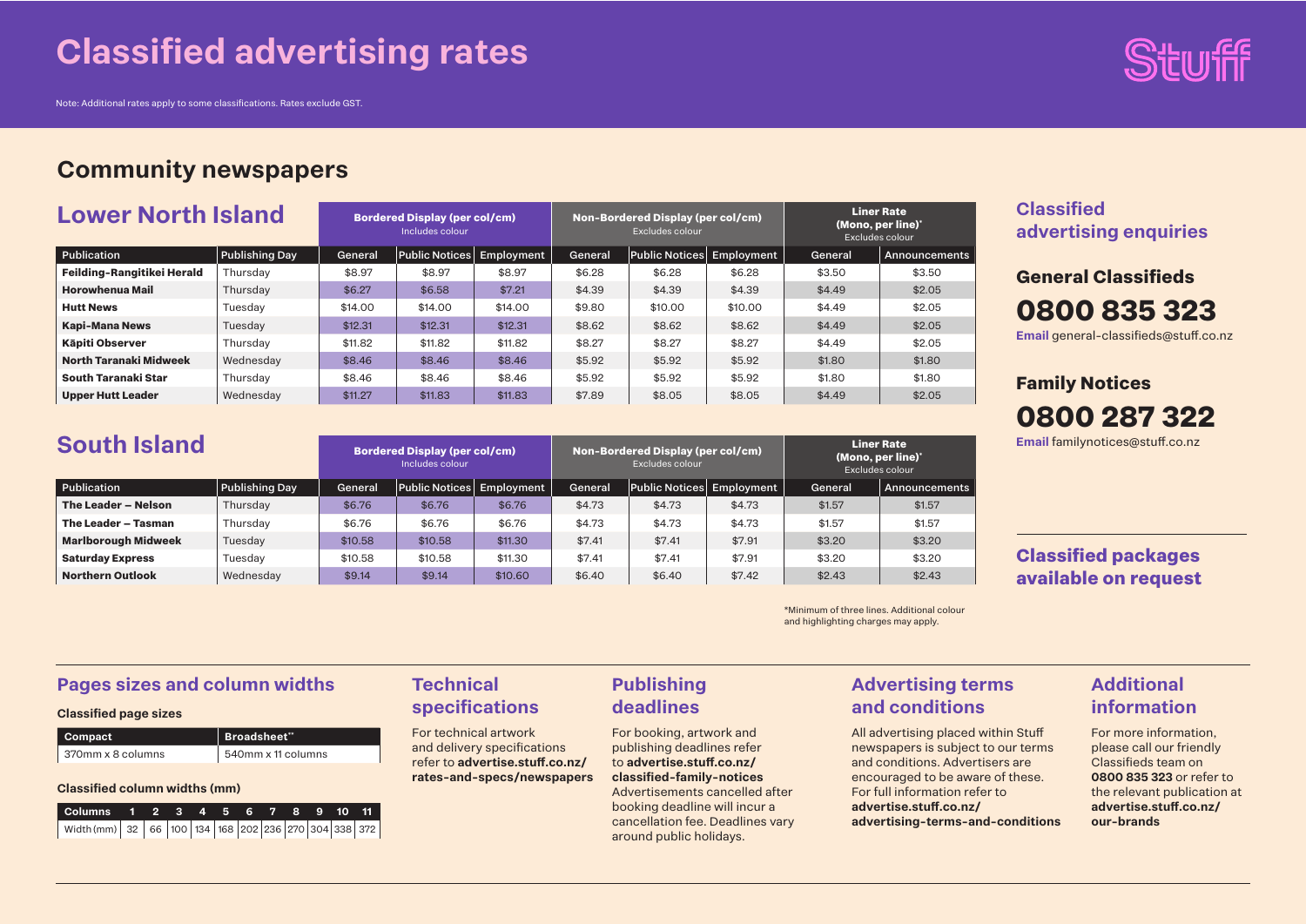# Classified advertising rates

Stuff

Note: Additional rates apply to some classifications. Rates exclude GST.

## Community newspapers

### Lower North Island

| Publication | Publishing Day | Bordered Display (per col/cm) Includes colour | | | Non-Bordered Display (per col/cm) Excludes colour | | | Liner Rate (Mono, per line)* Excludes colour | |
|---|---|---|---|---|---|---|---|---|---|
| | | General | Public Notices | Employment | General | Public Notices | Employment | General | Announcements |
| **Feilding-Rangitikei Herald** | Thursday | $8.97 | $8.97 | $8.97 | $6.28 | $6.28 | $6.28 | $3.50 | $3.50 |
| **Horowhenua Mail** | Thursday | $6.27 | $6.58 | $7.21 | $4.39 | $4.39 | $4.39 | $4.49 | $2.05 |
| **Hutt News** | Tuesday | $14.00 | $14.00 | $14.00 | $9.80 | $10.00 | $10.00 | $4.49 | $2.05 |
| **Kapi-Mana News** | Tuesday | $12.31 | $12.31 | $12.31 | $8.62 | $8.62 | $8.62 | $4.49 | $2.05 |
| **Kāpiti Observer** | Thursday | $11.82 | $11.82 | $11.82 | $8.27 | $8.27 | $8.27 | $4.49 | $2.05 |
| **North Taranaki Midweek** | Wednesday | $8.46 | $8.46 | $8.46 | $5.92 | $5.92 | $5.92 | $1.80 | $1.80 |
| **South Taranaki Star** | Thursday | $8.46 | $8.46 | $8.46 | $5.92 | $5.92 | $5.92 | $1.80 | $1.80 |
| **Upper Hutt Leader** | Wednesday | $11.27 | $11.83 | $11.83 | $7.89 | $8.05 | $8.05 | $4.49 | $2.05 |

### South Island

| Publication | Publishing Day | Bordered Display (per col/cm) Includes colour | | | Non-Bordered Display (per col/cm) Excludes colour | | | Liner Rate (Mono, per line)* Excludes colour | |
|---|---|---|---|---|---|---|---|---|---|
| | | General | Public Notices | Employment | General | Public Notices | Employment | General | Announcements |
| **The Leader – Nelson** | Thursday | $6.76 | $6.76 | $6.76 | $4.73 | $4.73 | $4.73 | $1.57 | $1.57 |
| **The Leader – Tasman** | Thursday | $6.76 | $6.76 | $6.76 | $4.73 | $4.73 | $4.73 | $1.57 | $1.57 |
| **Marlborough Midweek** | Tuesday | $10.58 | $10.58 | $11.30 | $7.41 | $7.41 | $7.91 | $3.20 | $3.20 |
| **Saturday Express** | Tuesday | $10.58 | $10.58 | $11.30 | $7.41 | $7.41 | $7.91 | $3.20 | $3.20 |
| **Northern Outlook** | Wednesday | $9.14 | $9.14 | $10.60 | $6.40 | $6.40 | $7.42 | $2.43 | $2.43 |

*Minimum of three lines. Additional colour and highlighting charges may apply.

## Classified advertising enquiries

### General Classifieds

**0800 835 323**

**Email** general-classifieds@stuff.co.nz

### Family Notices

**0800 287 322**

**Email** familynotices@stuff.co.nz

## Classified packages available on request

## Pages sizes and column widths

**Classified page sizes**

| Compact | Broadsheet** |
|---|---|
| 370mm x 8 columns | 540mm x 11 columns |

**Classified column widths (mm)**

| Columns | 1 | 2 | 3 | 4 | 5 | 6 | 7 | 8 | 9 | 10 | 11 |
|---|---|---|---|---|---|---|---|---|---|---|---|
| Width (mm) | 32 | 66 | 100 | 134 | 168 | 202 | 236 | 270 | 304 | 338 | 372 |

## Technical specifications

For technical artwork and delivery specifications refer to **advertise.stuff.co.nz/rates-and-specs/newspapers**

## Publishing deadlines

For booking, artwork and publishing deadlines refer to **advertise.stuff.co.nz/classified-family-notices** Advertisements cancelled after booking deadline will incur a cancellation fee. Deadlines vary around public holidays.

## Advertising terms and conditions

All advertising placed within Stuff newspapers is subject to our terms and conditions. Advertisers are encouraged to be aware of these. For full information refer to **advertise.stuff.co.nz/advertising-terms-and-conditions**

## Additional information

For more information, please call our friendly Classifieds team on **0800 835 323** or refer to the relevant publication at **advertise.stuff.co.nz/our-brands**